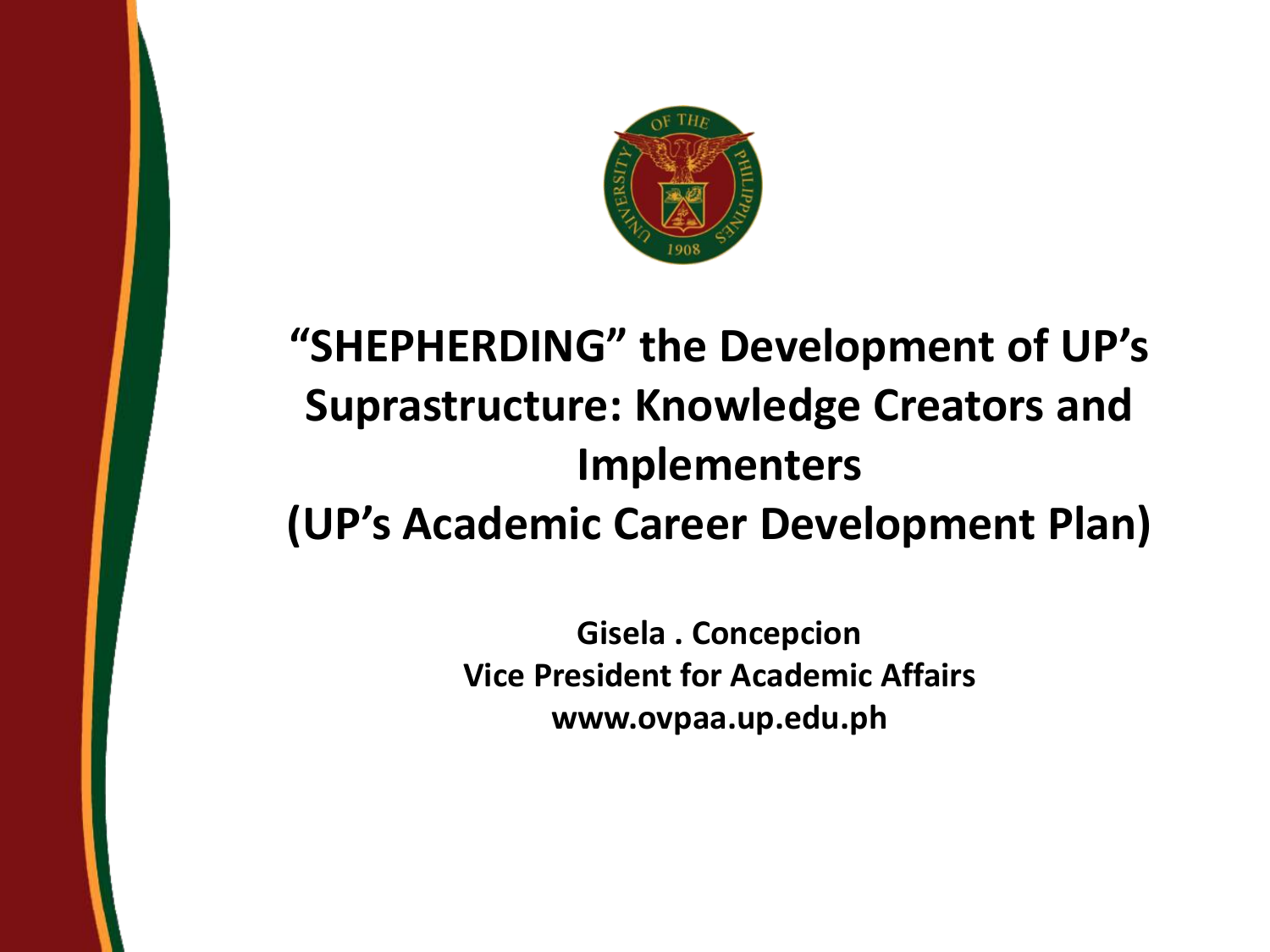# "SHEPHERDING" the Development of UP's Suprastructure: Knowledge Creators and Implementers (UP's Academic Career Development Plan)

**Gisela . Concepcion**
**Vice President for Academic Affairs**
**www.ovpaa.up.edu.ph**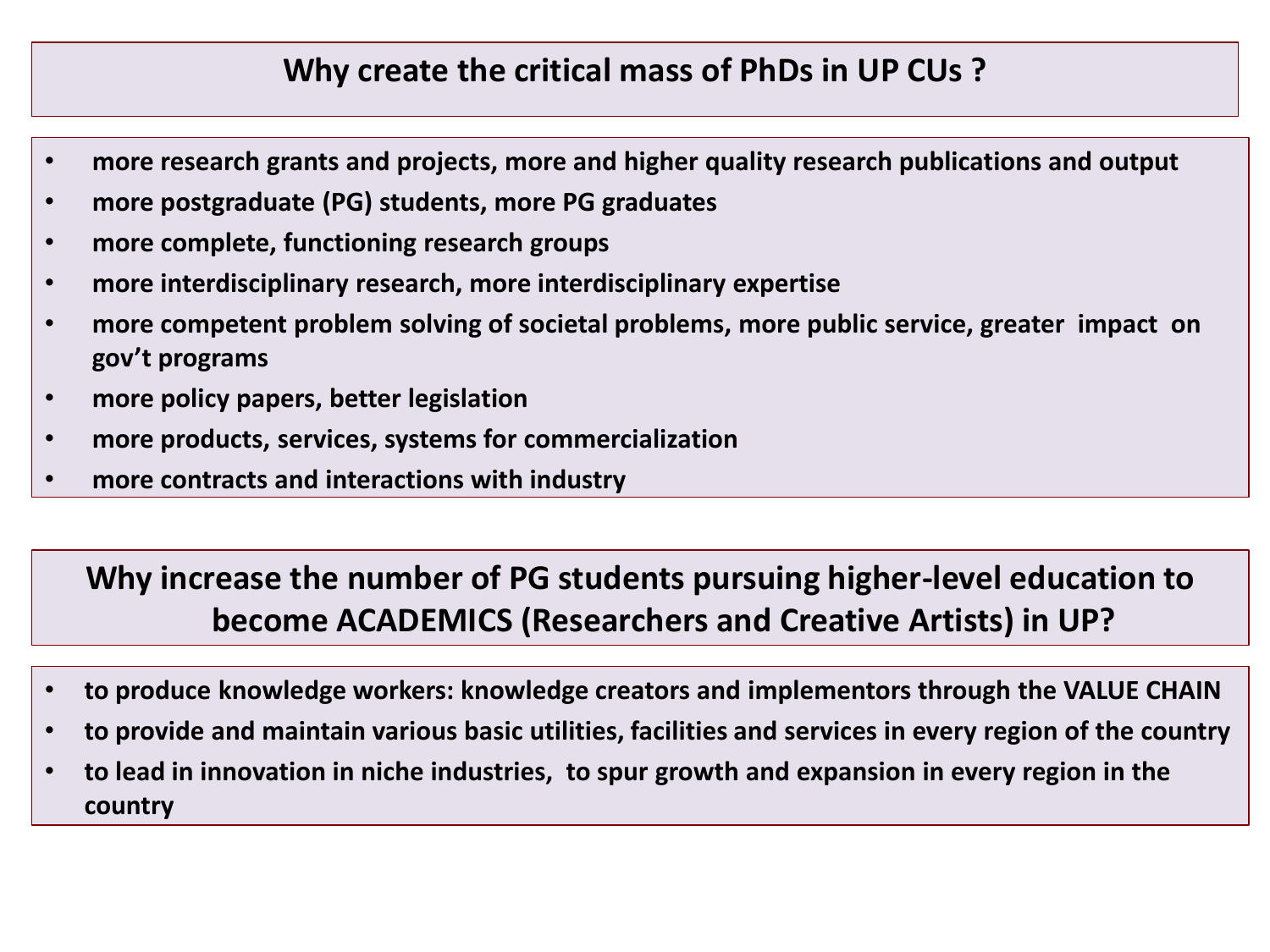## Why create the critical mass of PhDs in UP CUs ?

- more research grants and projects, more and higher quality research publications and output
- more postgraduate (PG) students, more PG graduates
- more complete, functioning research groups
- more interdisciplinary research, more interdisciplinary expertise
- more competent problem solving of societal problems, more public service, greater impact on gov't programs
- more policy papers, better legislation
- more products, services, systems for commercialization
- more contracts and interactions with industry

## Why increase the number of PG students pursuing higher-level education to become ACADEMICS (Researchers and Creative Artists) in UP?

- to produce knowledge workers: knowledge creators and implementors through the VALUE CHAIN
- to provide and maintain various basic utilities, facilities and services in every region of the country
- to lead in innovation in niche industries, to spur growth and expansion in every region in the country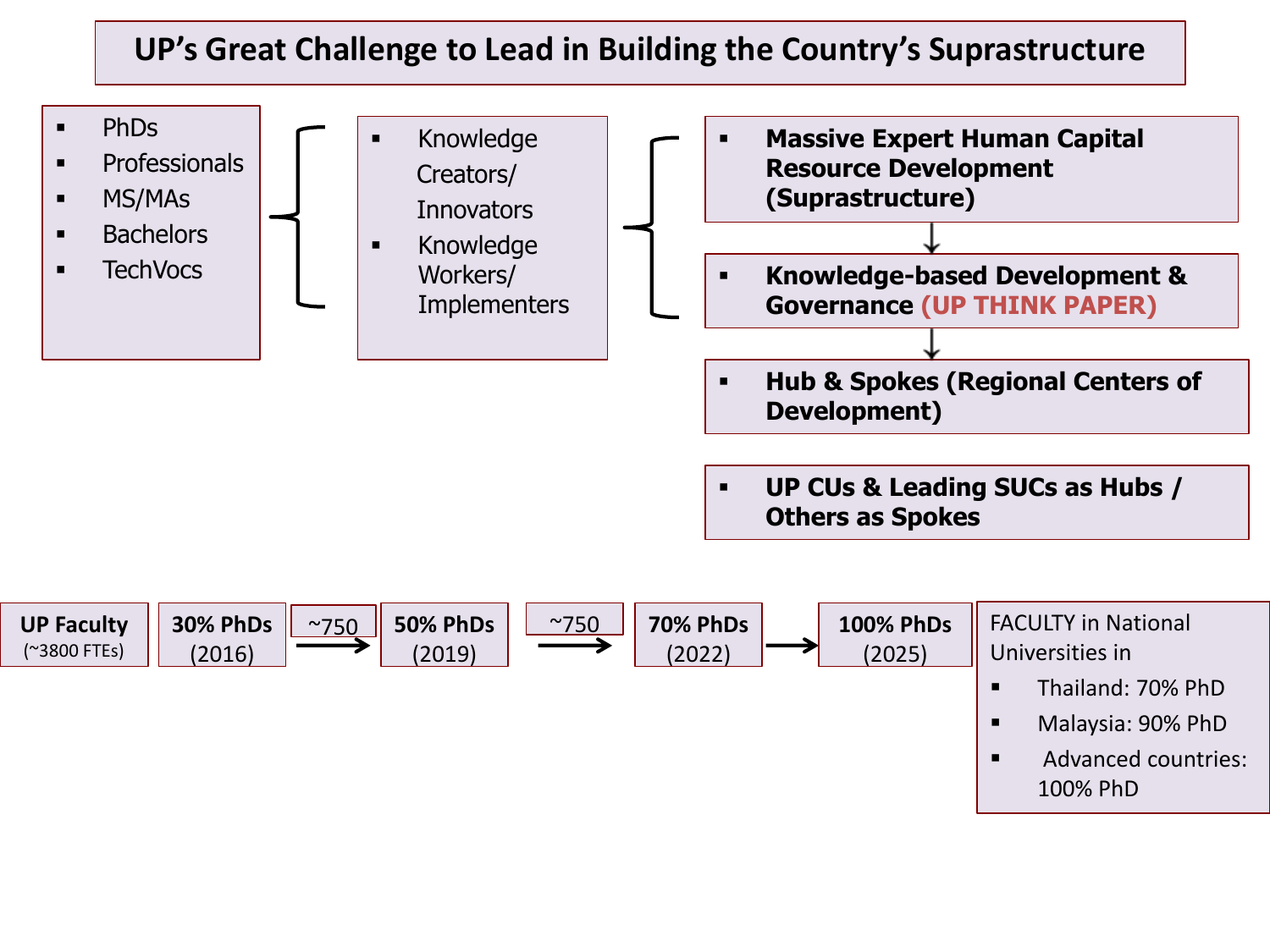# UP's Great Challenge to Lead in Building the Country's Suprastructure

- PhDs
- Professionals
- MS/MAs
- Bachelors
- TechVocs

- Knowledge Creators/ Innovators
- Knowledge Workers/ Implementers

- **Massive Expert Human Capital Resource Development (Suprastructure)**

↓

- **Knowledge-based Development & Governance (UP THINK PAPER)**

↓

- **Hub & Spokes (Regional Centers of Development)**

- **UP CUs & Leading SUCs as Hubs / Others as Spokes**

**UP Faculty** (~3800 FTEs) | **30% PhDs** (2016) → ~750 → **50% PhDs** (2019) → ~750 → **70% PhDs** (2022) → **100% PhDs** (2025)

FACULTY in National Universities in

- Thailand: 70% PhD
- Malaysia: 90% PhD
- Advanced countries: 100% PhD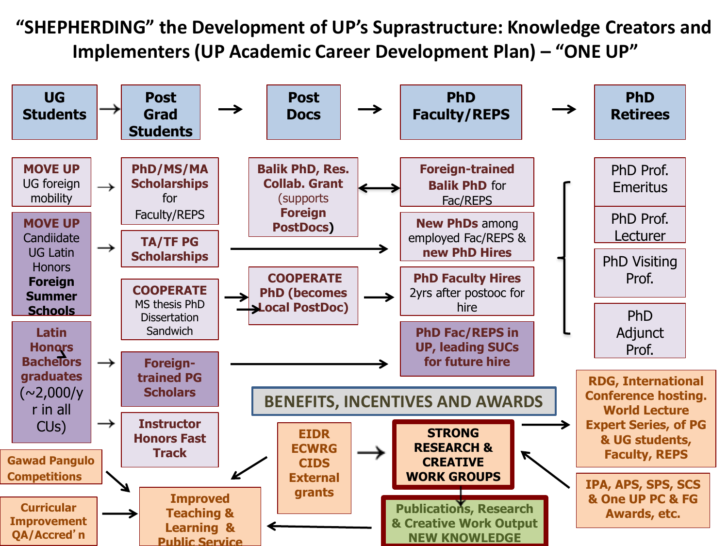# "SHEPHERDING" the Development of UP's Suprastructure: Knowledge Creators and Implementers (UP Academic Career Development Plan) – "ONE UP"

**UG Students** → **Post Grad Students** → **Post Docs** → **PhD Faculty/REPS** → **PhD Retirees**

**MOVE UP** UG foreign mobility

**MOVE UP** Candiidate UG Latin Honors **Foreign Summer Schools**

**Latin Honors Bachelors graduates** (~2,000/yr in all CUs)

**PhD/MS/MA Scholarships** for Faculty/REPS

**TA/TF PG Scholarships**

**COOPERATE** MS thesis PhD Dissertation Sandwich

**Foreign-trained PG Scholars**

**Instructor Honors Fast Track**

**Balik PhD, Res. Collab. Grant** (supports **Foreign PostDocs**)

**COOPERATE PhD (becomes Local PostDoc)**

**Foreign-trained Balik PhD** for Fac/REPS

**New PhDs** among employed Fac/REPS & **new PhD Hires**

**PhD Faculty Hires** 2yrs after postooc for hire

**PhD Fac/REPS in UP, leading SUCs for future hire**

PhD Prof. Emeritus

PhD Prof. Lecturer

PhD Visiting Prof.

PhD Adjunct Prof.

**BENEFITS, INCENTIVES AND AWARDS**

**EIDR ECWRG CIDS External grants**

**STRONG RESEARCH & CREATIVE WORK GROUPS**

**Publications, Research & Creative Work Output NEW KNOWLEDGE**

**RDG, International Conference hosting. World Lecture Expert Series, of PG & UG students, Faculty, REPS**

**IPA, APS, SPS, SCS & One UP PC & FG Awards, etc.**

**Gawad Pangulo Competitions**

**Curricular Improvement QA/Accred'n**

**Improved Teaching & Learning & Public Service**